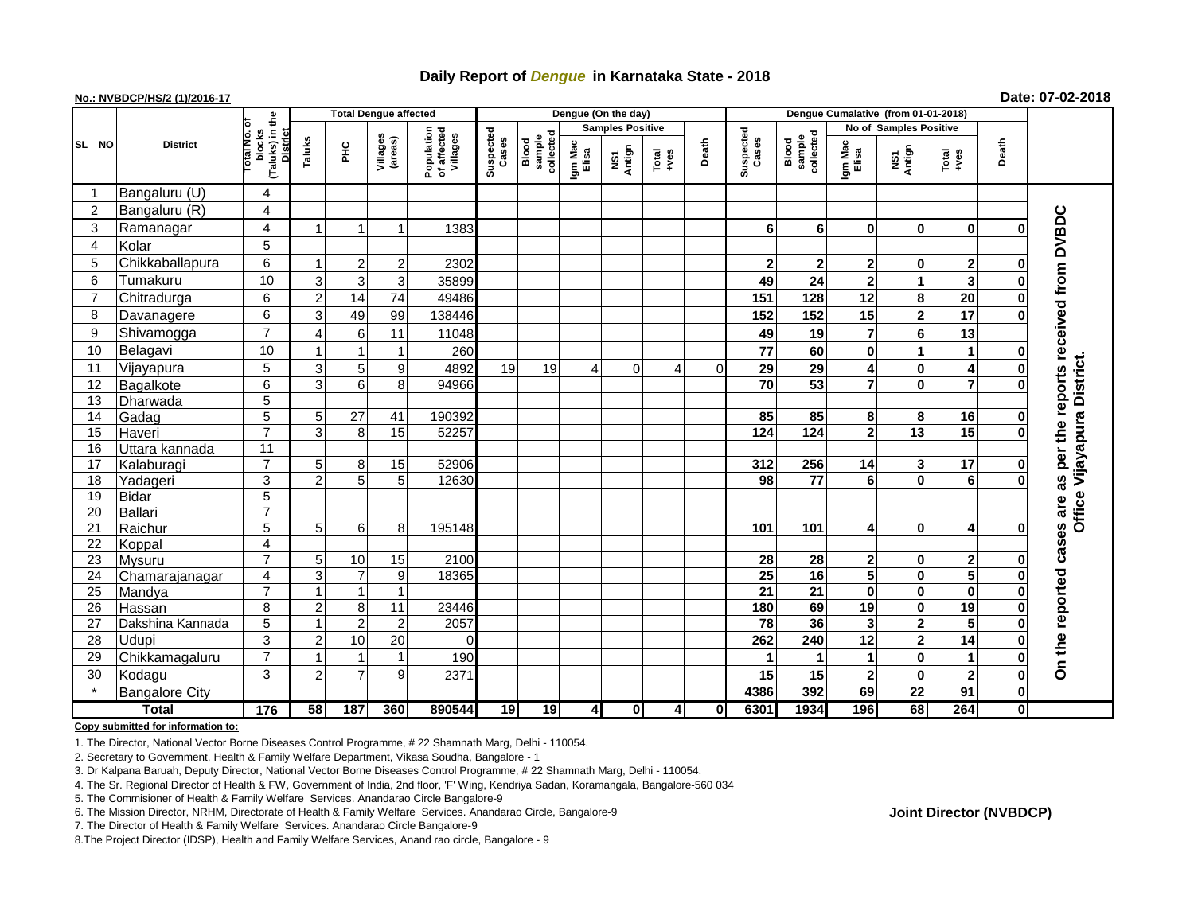# Daily Report of *Dengue* in Karnataka State - 2018

**No.: NVBDCP/HS/2 (1)/2016-17**

**Date: 07-02-2018**

| SL NO | District | Total No. of blocks (Taluks) in the District | Total Dengue affected | | | | Dengue (On the day) | | | | | | Dengue Cumalative (from 01-01-2018) | | | | | | |
|---|---|---|---|---|---|---|---|---|---|---|---|---|---|---|---|---|---|---|---|
| | | | Taluks | PHC | Villages (areas) | Population of affected Villages | Suspected Cases | Blood sample collected | Samples Positive | | | Death | Suspected Cases | Blood sample collected | No of Samples Positive | | | Death | |
| | | | | | | | | | Igm Mac Elisa | NS1 Antign | Total +ves | | | | Igm Mac Elisa | NS1 Antign | Total +ves | | |
| 1 | Bangaluru (U) | 4 | | | | | | | | | | | | | | | | | On the reported cases are as per the reports received from DVBDC Office Vijayapura District. |
| 2 | Bangaluru (R) | 4 | | | | | | | | | | | | | | | | | |
| 3 | Ramanagar | 4 | 1 | 1 | 1 | 1383 | | | | | | | 6 | 6 | 0 | 0 | 0 | 0 | |
| 4 | Kolar | 5 | | | | | | | | | | | | | | | | | |
| 5 | Chikkaballapura | 6 | 1 | 2 | 2 | 2302 | | | | | | | 2 | 2 | 2 | 0 | 2 | 0 | |
| 6 | Tumakuru | 10 | 3 | 3 | 3 | 35899 | | | | | | | 49 | 24 | 2 | 1 | 3 | 0 | |
| 7 | Chitradurga | 6 | 2 | 14 | 74 | 49486 | | | | | | | 151 | 128 | 12 | 8 | 20 | 0 | |
| 8 | Davanagere | 6 | 3 | 49 | 99 | 138446 | | | | | | | 152 | 152 | 15 | 2 | 17 | 0 | |
| 9 | Shivamogga | 7 | 4 | 6 | 11 | 11048 | | | | | | | 49 | 19 | 7 | 6 | 13 | | |
| 10 | Belagavi | 10 | 1 | 1 | 1 | 260 | | | | | | | 77 | 60 | 0 | 1 | 1 | 0 | |
| 11 | Vijayapura | 5 | 3 | 5 | 9 | 4892 | 19 | 19 | 4 | 0 | 4 | 0 | 29 | 29 | 4 | 0 | 4 | 0 | |
| 12 | Bagalkote | 6 | 3 | 6 | 8 | 94966 | | | | | | | 70 | 53 | 7 | 0 | 7 | 0 | |
| 13 | Dharwada | 5 | | | | | | | | | | | | | | | | | |
| 14 | Gadag | 5 | 5 | 27 | 41 | 190392 | | | | | | | 85 | 85 | 8 | 8 | 16 | 0 | |
| 15 | Haveri | 7 | 3 | 8 | 15 | 52257 | | | | | | | 124 | 124 | 2 | 13 | 15 | 0 | |
| 16 | Uttara kannada | 11 | | | | | | | | | | | | | | | | | |
| 17 | Kalaburagi | 7 | 5 | 8 | 15 | 52906 | | | | | | | 312 | 256 | 14 | 3 | 17 | 0 | |
| 18 | Yadageri | 3 | 2 | 5 | 5 | 12630 | | | | | | | 98 | 77 | 6 | 0 | 6 | 0 | |
| 19 | Bidar | 5 | | | | | | | | | | | | | | | | | |
| 20 | Ballari | 7 | | | | | | | | | | | | | | | | | |
| 21 | Raichur | 5 | 5 | 6 | 8 | 195148 | | | | | | | 101 | 101 | 4 | 0 | 4 | 0 | |
| 22 | Koppal | 4 | | | | | | | | | | | | | | | | | |
| 23 | Mysuru | 7 | 5 | 10 | 15 | 2100 | | | | | | | 28 | 28 | 2 | 0 | 2 | 0 | |
| 24 | Chamarajanagar | 4 | 3 | 7 | 9 | 18365 | | | | | | | 25 | 16 | 5 | 0 | 5 | 0 | |
| 25 | Mandya | 7 | 1 | 1 | 1 | | | | | | | | 21 | 21 | 0 | 0 | 0 | 0 | |
| 26 | Hassan | 8 | 2 | 8 | 11 | 23446 | | | | | | | 180 | 69 | 19 | 0 | 19 | 0 | |
| 27 | Dakshina Kannada | 5 | 1 | 2 | 2 | 2057 | | | | | | | 78 | 36 | 3 | 2 | 5 | 0 | |
| 28 | Udupi | 3 | 2 | 10 | 20 | 0 | | | | | | | 262 | 240 | 12 | 2 | 14 | 0 | |
| 29 | Chikkamagaluru | 7 | 1 | 1 | 1 | 190 | | | | | | | 1 | 1 | 1 | 0 | 1 | 0 | |
| 30 | Kodagu | 3 | 2 | 7 | 9 | 2371 | | | | | | | 15 | 15 | 2 | 0 | 2 | 0 | |
| * | Bangalore City | | | | | | | | | | | | 4386 | 392 | 69 | 22 | 91 | 0 | |
| **Total** | | **176** | **58** | **187** | **360** | **890544** | **19** | **19** | **4** | **0** | **4** | **0** | **6301** | **1934** | **196** | **68** | **264** | **0** | |

**Copy submitted for information to:**

1. The Director, National Vector Borne Diseases Control Programme, # 22 Shamnath Marg, Delhi - 110054.
2. Secretary to Government, Health & Family Welfare Department, Vikasa Soudha, Bangalore - 1
3. Dr Kalpana Baruah, Deputy Director, National Vector Borne Diseases Control Programme, # 22 Shamnath Marg, Delhi - 110054.
4. The Sr. Regional Director of Health & FW, Government of India, 2nd floor, 'F' Wing, Kendriya Sadan, Koramangala, Bangalore-560 034
5. The Commisioner of Health & Family Welfare Services. Anandarao Circle Bangalore-9
6. The Mission Director, NRHM, Directorate of Health & Family Welfare Services. Anandarao Circle, Bangalore-9
7. The Director of Health & Family Welfare Services. Anandarao Circle Bangalore-9
8. The Project Director (IDSP), Health and Family Welfare Services, Anand rao circle, Bangalore - 9

**Joint Director (NVBDCP)**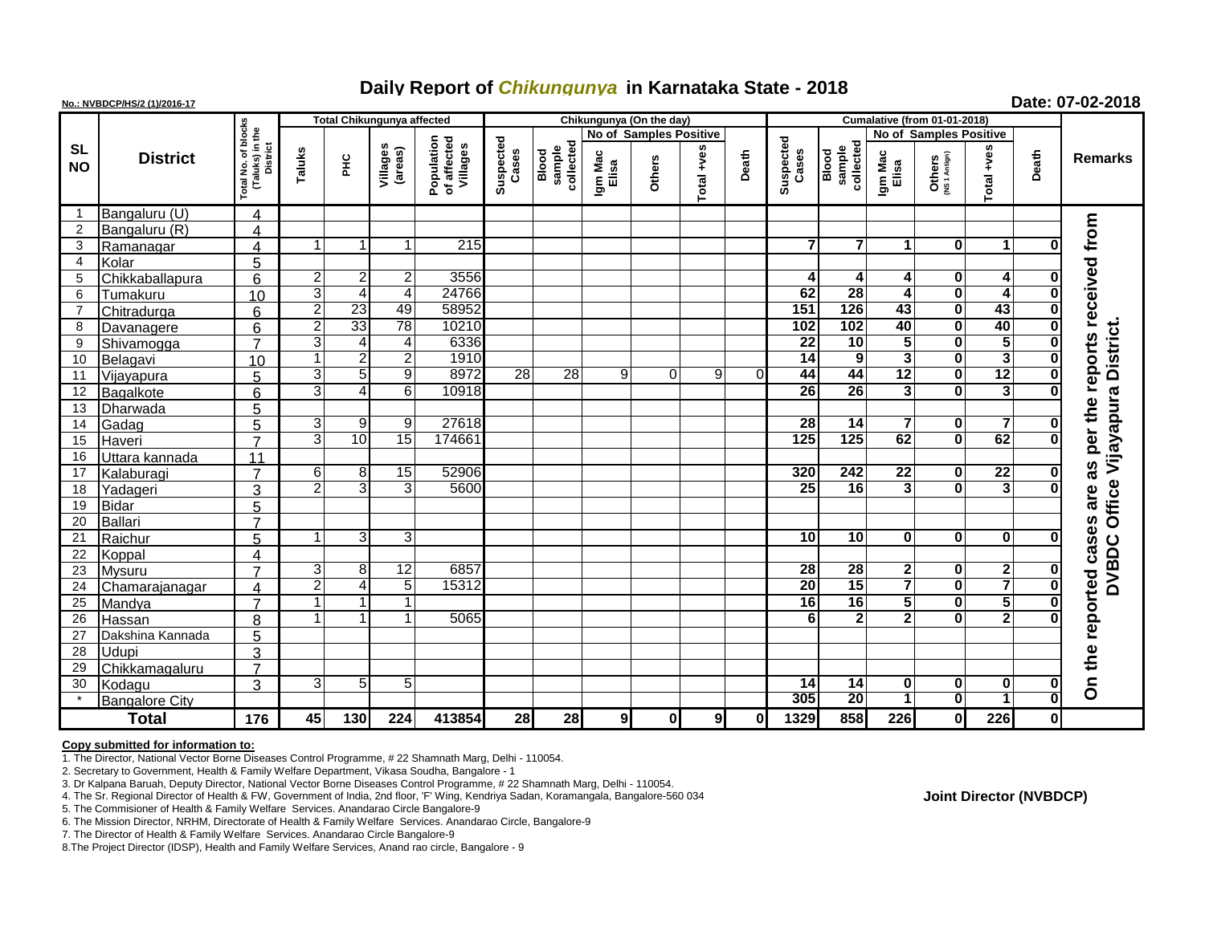# Daily Report of *Chikungunya* in Karnataka State - 2018

**No.: NVBDCP/HS/2 (1)/2016-17**

**Date: 07-02-2018**

| SL NO | District | Total No. of blocks (Taluks) in the District | Total Chikungunya affected | | | | Chikungunya (On the day) | | | | | | Cumalative (from 01-01-2018) | | | | | | Remarks |
|---|---|---|---|---|---|---|---|---|---|---|---|---|---|---|---|---|---|---|---|
| | | | Taluks | PHC | Villages (areas) | Population of affected Villages | Suspected Cases | Blood sample collected | No of Samples Positive | | | Death | Suspected Cases | Blood sample collected | No of Samples Positive | | | Death | |
| | | | | | | | | | Igm Mac Elisa | Others | Total +ves | | | | Igm Mac Elisa | Others (NS 1 Antign) | Total +ves | | |
| 1 | Bangaluru (U) | 4 | | | | | | | | | | | | | | | | | On the reported cases are as per the reports received from DVBDC Office Vijayapura District. |
| 2 | Bangaluru (R) | 4 | | | | | | | | | | | | | | | | | |
| 3 | Ramanagar | 4 | 1 | 1 | 1 | 215 | | | | | | | 7 | 7 | 1 | 0 | 1 | 0 | |
| 4 | Kolar | 5 | | | | | | | | | | | | | | | | | |
| 5 | Chikkaballapura | 6 | 2 | 2 | 2 | 3556 | | | | | | | 4 | 4 | 4 | 0 | 4 | 0 | |
| 6 | Tumakuru | 10 | 3 | 4 | 4 | 24766 | | | | | | | 62 | 28 | 4 | 0 | 4 | 0 | |
| 7 | Chitradurga | 6 | 2 | 23 | 49 | 58952 | | | | | | | 151 | 126 | 43 | 0 | 43 | 0 | |
| 8 | Davanagere | 6 | 2 | 33 | 78 | 10210 | | | | | | | 102 | 102 | 40 | 0 | 40 | 0 | |
| 9 | Shivamogga | 7 | 3 | 4 | 4 | 6336 | | | | | | | 22 | 10 | 5 | 0 | 5 | 0 | |
| 10 | Belagavi | 10 | 1 | 2 | 2 | 1910 | | | | | | | 14 | 9 | 3 | 0 | 3 | 0 | |
| 11 | Vijayapura | 5 | 3 | 5 | 9 | 8972 | 28 | 28 | 9 | 0 | 9 | 0 | 44 | 44 | 12 | 0 | 12 | 0 | |
| 12 | Bagalkote | 6 | 3 | 4 | 6 | 10918 | | | | | | | 26 | 26 | 3 | 0 | 3 | 0 | |
| 13 | Dharwada | 5 | | | | | | | | | | | | | | | | | |
| 14 | Gadag | 5 | 3 | 9 | 9 | 27618 | | | | | | | 28 | 14 | 7 | 0 | 7 | 0 | |
| 15 | Haveri | 7 | 3 | 10 | 15 | 174661 | | | | | | | 125 | 125 | 62 | 0 | 62 | 0 | |
| 16 | Uttara kannada | 11 | | | | | | | | | | | | | | | | | |
| 17 | Kalaburagi | 7 | 6 | 8 | 15 | 52906 | | | | | | | 320 | 242 | 22 | 0 | 22 | 0 | |
| 18 | Yadageri | 3 | 2 | 3 | 3 | 5600 | | | | | | | 25 | 16 | 3 | 0 | 3 | 0 | |
| 19 | Bidar | 5 | | | | | | | | | | | | | | | | | |
| 20 | Ballari | 7 | | | | | | | | | | | | | | | | | |
| 21 | Raichur | 5 | 1 | 3 | 3 | | | | | | | | 10 | 10 | 0 | 0 | 0 | 0 | |
| 22 | Koppal | 4 | | | | | | | | | | | | | | | | | |
| 23 | Mysuru | 7 | 3 | 8 | 12 | 6857 | | | | | | | 28 | 28 | 2 | 0 | 2 | 0 | |
| 24 | Chamarajanagar | 4 | 2 | 4 | 5 | 15312 | | | | | | | 20 | 15 | 7 | 0 | 7 | 0 | |
| 25 | Mandya | 7 | 1 | 1 | 1 | | | | | | | | 16 | 16 | 5 | 0 | 5 | 0 | |
| 26 | Hassan | 8 | 1 | 1 | 1 | 5065 | | | | | | | 6 | 2 | 2 | 0 | 2 | 0 | |
| 27 | Dakshina Kannada | 5 | | | | | | | | | | | | | | | | | |
| 28 | Udupi | 3 | | | | | | | | | | | | | | | | | |
| 29 | Chikkamagaluru | 7 | | | | | | | | | | | | | | | | | |
| 30 | Kodagu | 3 | 3 | 5 | 5 | | | | | | | | 14 | 14 | 0 | 0 | 0 | 0 | |
| * | Bangalore City | | | | | | | | | | | | 305 | 20 | 1 | 0 | 1 | 0 | |
| **Total** | | **176** | **45** | **130** | **224** | **413854** | **28** | **28** | **9** | **0** | **9** | **0** | **1329** | **858** | **226** | **0** | **226** | **0** | |

**Copy submitted for information to:**

1. The Director, National Vector Borne Diseases Control Programme, # 22 Shamnath Marg, Delhi - 110054.
2. Secretary to Government, Health & Family Welfare Department, Vikasa Soudha, Bangalore - 1
3. Dr Kalpana Baruah, Deputy Director, National Vector Borne Diseases Control Programme, # 22 Shamnath Marg, Delhi - 110054.
4. The Sr. Regional Director of Health & FW, Government of India, 2nd floor, 'F' Wing, Kendriya Sadan, Koramangala, Bangalore-560 034
5. The Commisioner of Health & Family Welfare Services. Anandarao Circle Bangalore-9
6. The Mission Director, NRHM, Directorate of Health & Family Welfare Services. Anandarao Circle, Bangalore-9
7. The Director of Health & Family Welfare Services. Anandarao Circle Bangalore-9
8. The Project Director (IDSP), Health and Family Welfare Services, Anand rao circle, Bangalore - 9

**Joint Director (NVBDCP)**